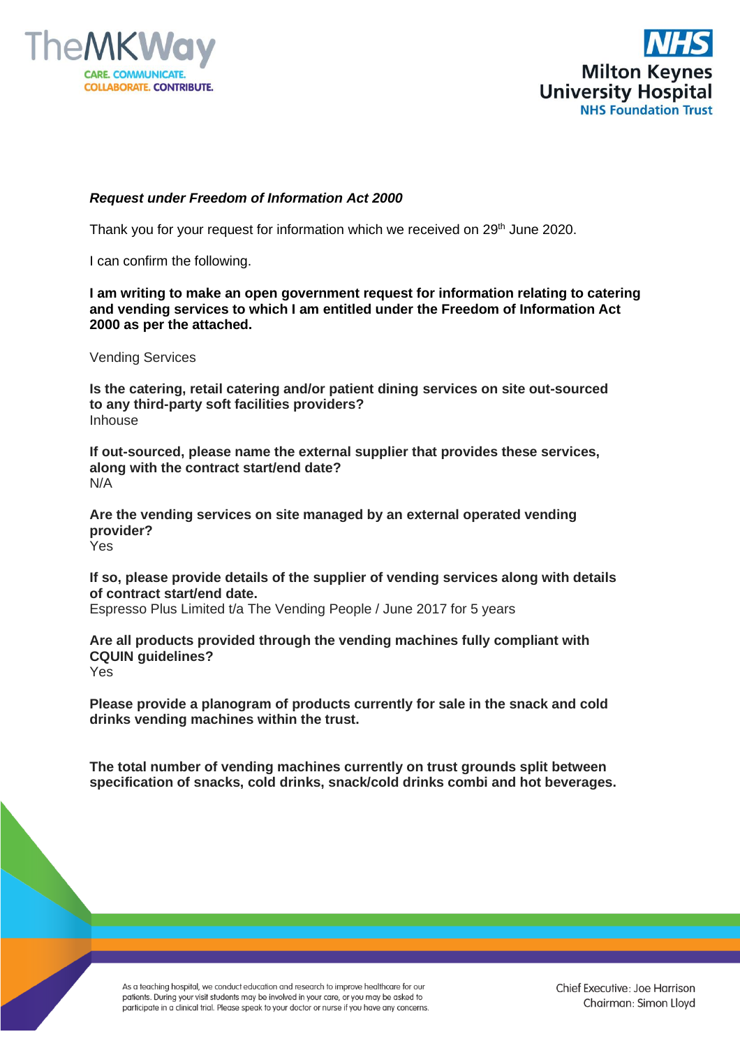TheMKWay

CARE. COMMUNICATE. COLLABORATE. CONTRIBUTE.

NHS
Milton Keynes University Hospital
NHS Foundation Trust

***Request under Freedom of Information Act 2000***

Thank you for your request for information which we received on 29th June 2020.

I can confirm the following.

**I am writing to make an open government request for information relating to catering and vending services to which I am entitled under the Freedom of Information Act 2000 as per the attached.**

Vending Services

**Is the catering, retail catering and/or patient dining services on site out-sourced to any third-party soft facilities providers?**
Inhouse

**If out-sourced, please name the external supplier that provides these services, along with the contract start/end date?**
N/A

**Are the vending services on site managed by an external operated vending provider?**
Yes

**If so, please provide details of the supplier of vending services along with details of contract start/end date.**
Espresso Plus Limited t/a The Vending People / June 2017 for 5 years

**Are all products provided through the vending machines fully compliant with CQUIN guidelines?**
Yes

**Please provide a planogram of products currently for sale in the snack and cold drinks vending machines within the trust.**

**The total number of vending machines currently on trust grounds split between specification of snacks, cold drinks, snack/cold drinks combi and hot beverages.**

As a teaching hospital, we conduct education and research to improve healthcare for our patients. During your visit students may be involved in your care, or you may be asked to participate in a clinical trial. Please speak to your doctor or nurse if you have any concerns.

Chief Executive: Joe Harrison
Chairman: Simon Lloyd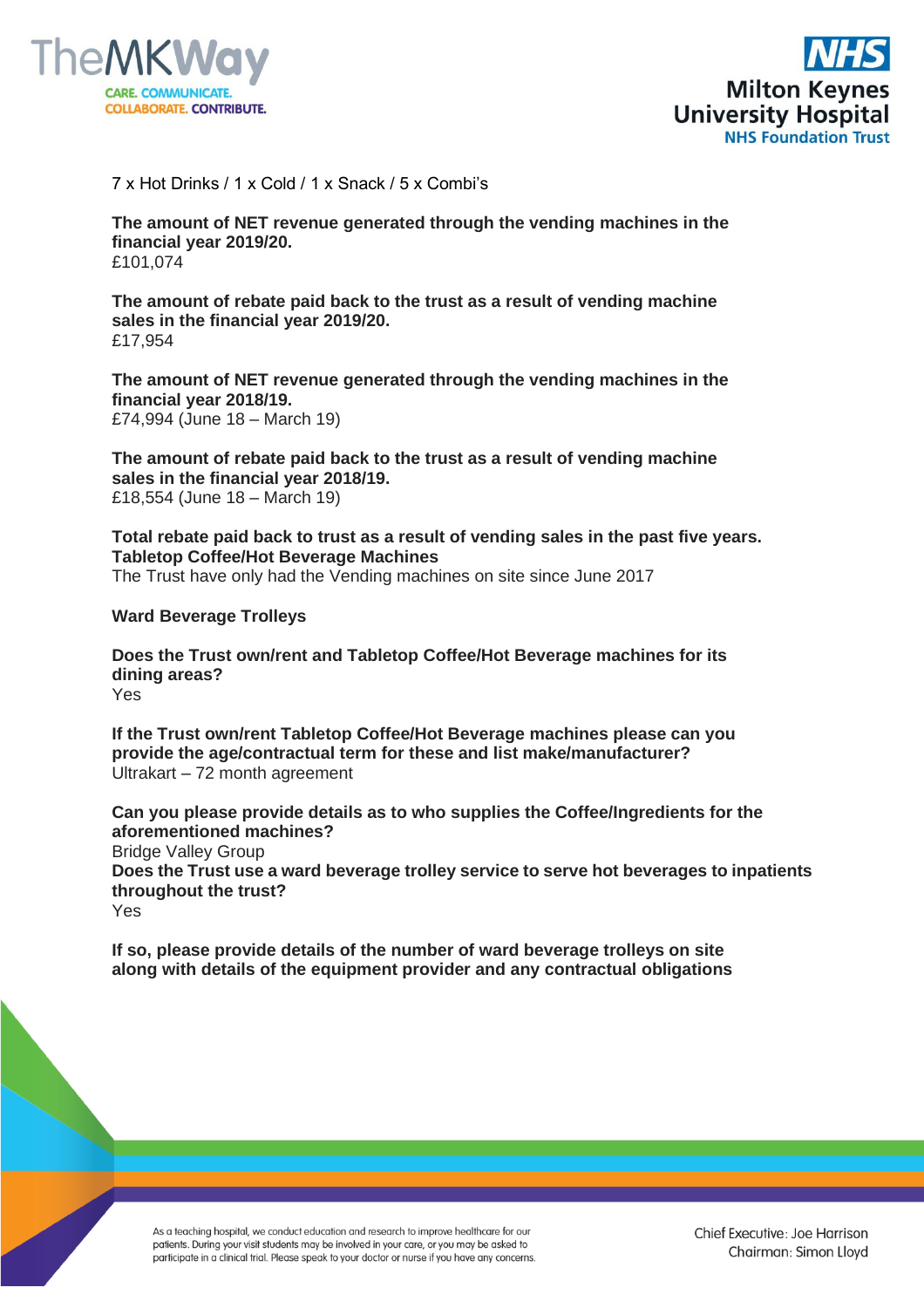7 x Hot Drinks / 1 x Cold / 1 x Snack / 5 x Combi's

**The amount of NET revenue generated through the vending machines in the financial year 2019/20.**
£101,074

**The amount of rebate paid back to the trust as a result of vending machine sales in the financial year 2019/20.**
£17,954

**The amount of NET revenue generated through the vending machines in the financial year 2018/19.**
£74,994 (June 18 – March 19)

**The amount of rebate paid back to the trust as a result of vending machine sales in the financial year 2018/19.**
£18,554 (June 18 – March 19)

**Total rebate paid back to trust as a result of vending sales in the past five years.**
**Tabletop Coffee/Hot Beverage Machines**
The Trust have only had the Vending machines on site since June 2017

**Ward Beverage Trolleys**

**Does the Trust own/rent and Tabletop Coffee/Hot Beverage machines for its dining areas?**
Yes

**If the Trust own/rent Tabletop Coffee/Hot Beverage machines please can you provide the age/contractual term for these and list make/manufacturer?**
Ultrakart – 72 month agreement

**Can you please provide details as to who supplies the Coffee/Ingredients for the aforementioned machines?**
Bridge Valley Group
**Does the Trust use a ward beverage trolley service to serve hot beverages to inpatients throughout the trust?**
Yes

**If so, please provide details of the number of ward beverage trolleys on site along with details of the equipment provider and any contractual obligations**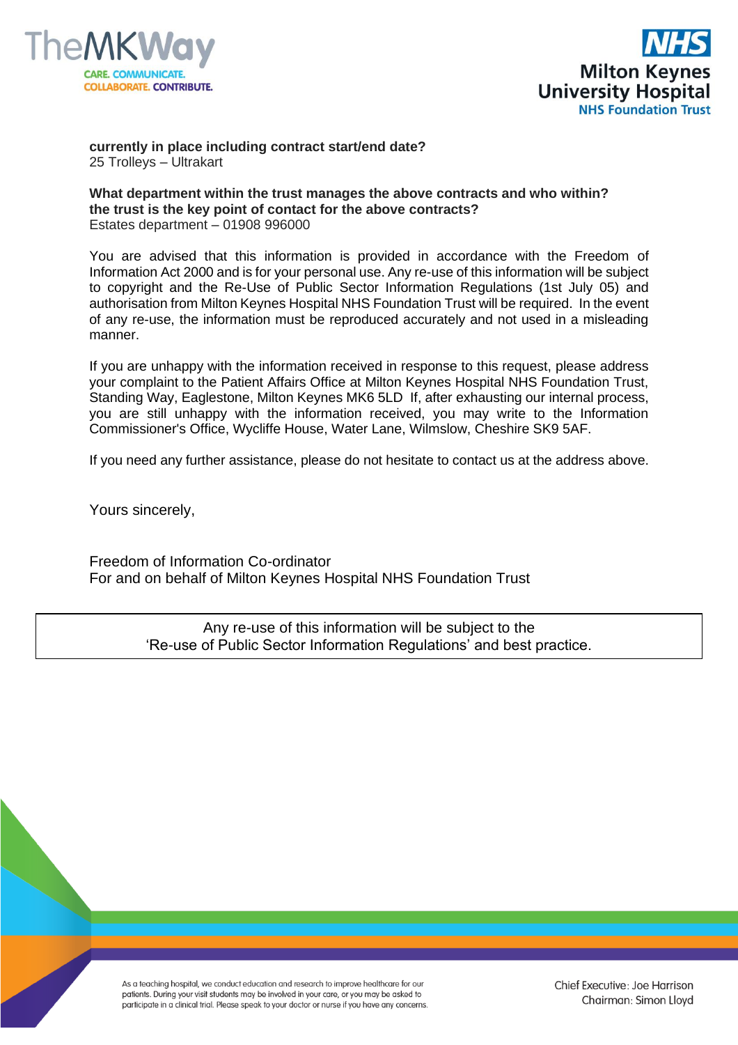**currently in place including contract start/end date?**
25 Trolleys – Ultrakart

**What department within the trust manages the above contracts and who within? the trust is the key point of contact for the above contracts?**
Estates department – 01908 996000

You are advised that this information is provided in accordance with the Freedom of Information Act 2000 and is for your personal use. Any re-use of this information will be subject to copyright and the Re-Use of Public Sector Information Regulations (1st July 05) and authorisation from Milton Keynes Hospital NHS Foundation Trust will be required. In the event of any re-use, the information must be reproduced accurately and not used in a misleading manner.

If you are unhappy with the information received in response to this request, please address your complaint to the Patient Affairs Office at Milton Keynes Hospital NHS Foundation Trust, Standing Way, Eaglestone, Milton Keynes MK6 5LD If, after exhausting our internal process, you are still unhappy with the information received, you may write to the Information Commissioner's Office, Wycliffe House, Water Lane, Wilmslow, Cheshire SK9 5AF.

If you need any further assistance, please do not hesitate to contact us at the address above.

Yours sincerely,

Freedom of Information Co-ordinator
For and on behalf of Milton Keynes Hospital NHS Foundation Trust

Any re-use of this information will be subject to the 'Re-use of Public Sector Information Regulations' and best practice.